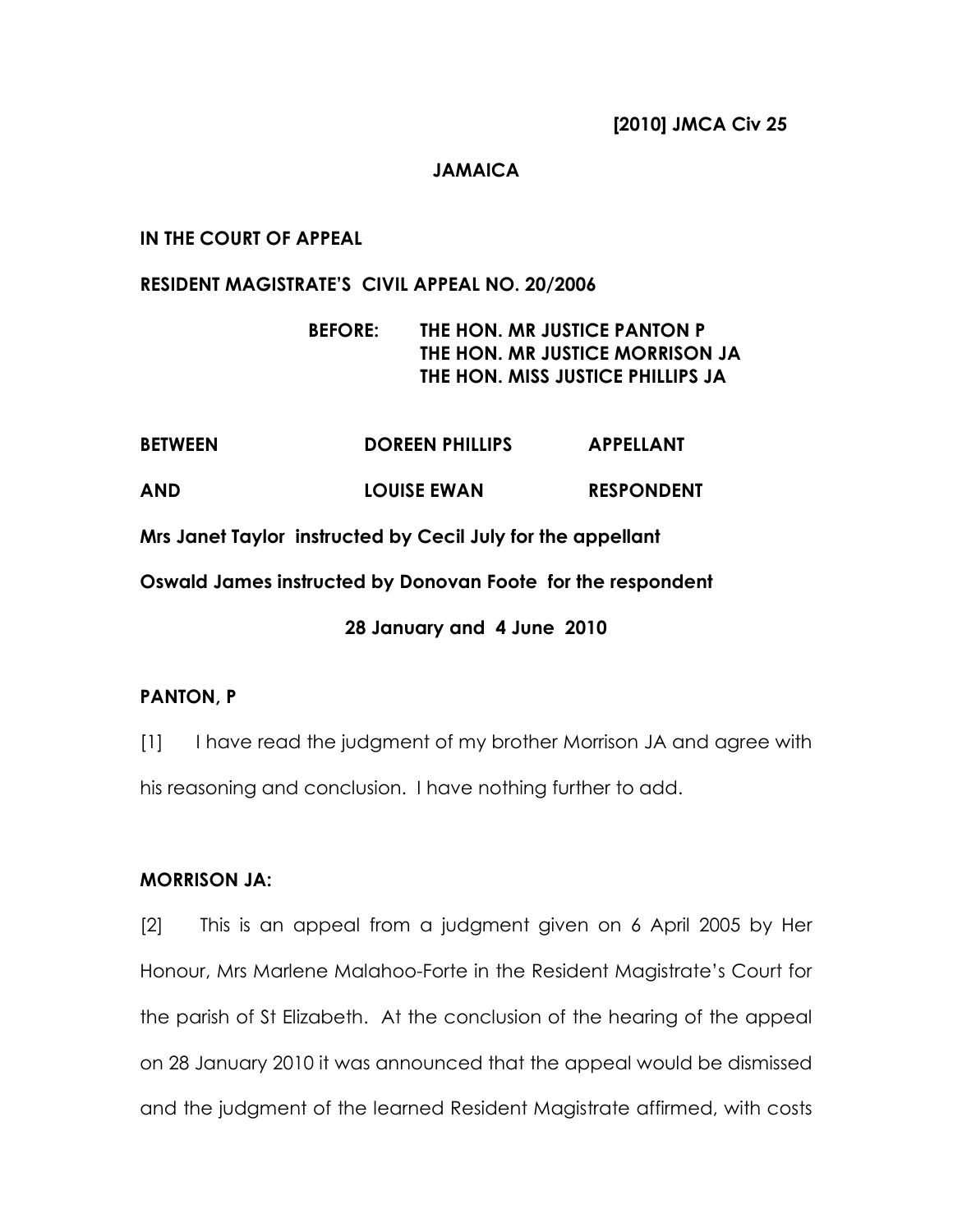**[2010] JMCA Civ 25**

**JAMAICA**

**IN THE COURT OF APPEAL**

**RESIDENT MAGISTRATE'S CIVIL APPEAL NO. 20/2006**

**BEFORE: THE HON. MR JUSTICE PANTON P**
**THE HON. MR JUSTICE MORRISON JA**
**THE HON. MISS JUSTICE PHILLIPS JA**

| | | |
|---|---|---|
| **BETWEEN** | **DOREEN PHILLIPS** | **APPELLANT** |
| **AND** | **LOUISE EWAN** | **RESPONDENT** |

**Mrs Janet Taylor instructed by Cecil July for the appellant**

**Oswald James instructed by Donovan Foote for the respondent**

**28 January and 4 June 2010**

**PANTON, P**

[1] I have read the judgment of my brother Morrison JA and agree with his reasoning and conclusion. I have nothing further to add.

**MORRISON JA:**

[2] This is an appeal from a judgment given on 6 April 2005 by Her Honour, Mrs Marlene Malahoo-Forte in the Resident Magistrate's Court for the parish of St Elizabeth. At the conclusion of the hearing of the appeal on 28 January 2010 it was announced that the appeal would be dismissed and the judgment of the learned Resident Magistrate affirmed, with costs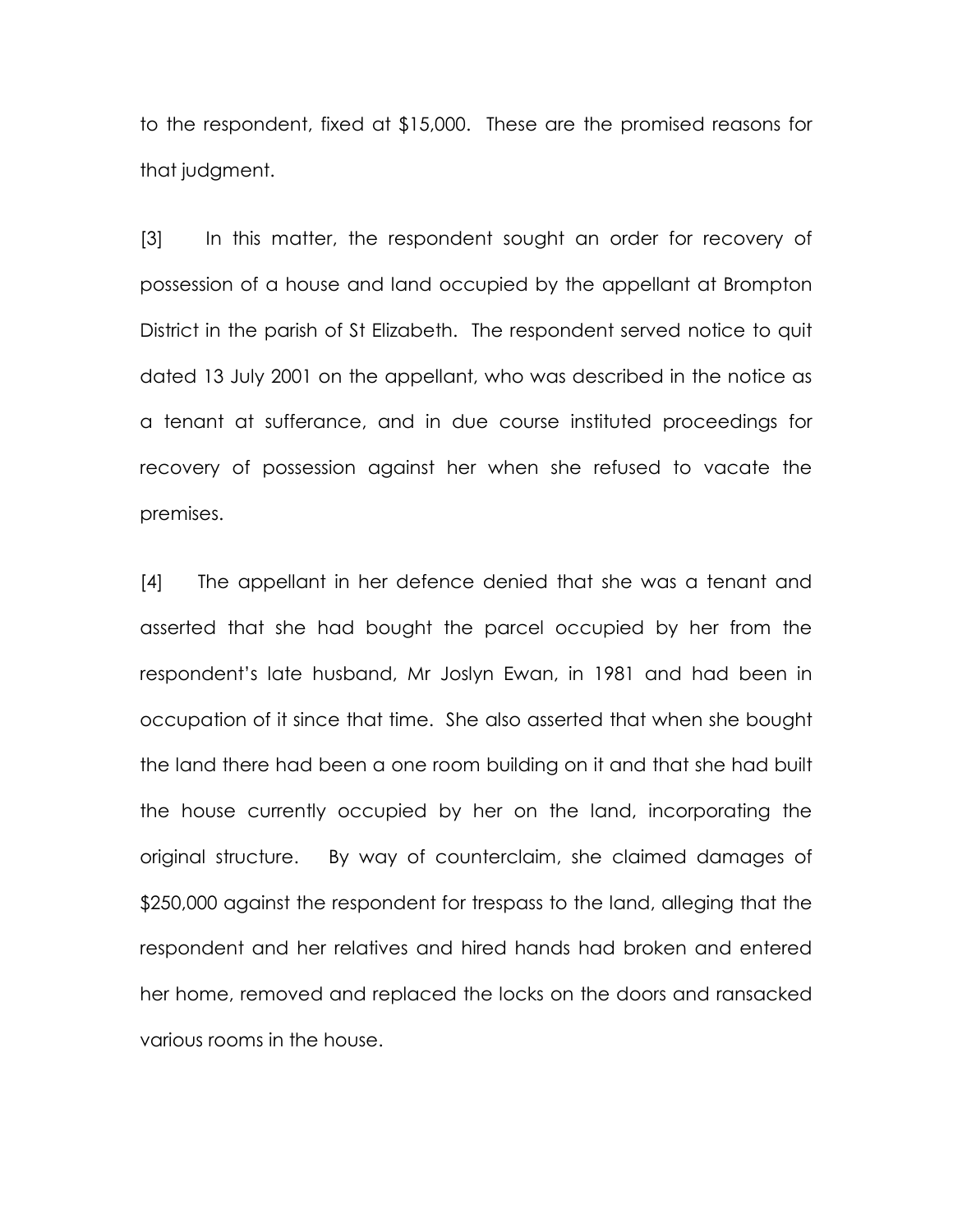to the respondent, fixed at $15,000. These are the promised reasons for that judgment.

[3] In this matter, the respondent sought an order for recovery of possession of a house and land occupied by the appellant at Brompton District in the parish of St Elizabeth. The respondent served notice to quit dated 13 July 2001 on the appellant, who was described in the notice as a tenant at sufferance, and in due course instituted proceedings for recovery of possession against her when she refused to vacate the premises.

[4] The appellant in her defence denied that she was a tenant and asserted that she had bought the parcel occupied by her from the respondent's late husband, Mr Joslyn Ewan, in 1981 and had been in occupation of it since that time. She also asserted that when she bought the land there had been a one room building on it and that she had built the house currently occupied by her on the land, incorporating the original structure. By way of counterclaim, she claimed damages of $250,000 against the respondent for trespass to the land, alleging that the respondent and her relatives and hired hands had broken and entered her home, removed and replaced the locks on the doors and ransacked various rooms in the house.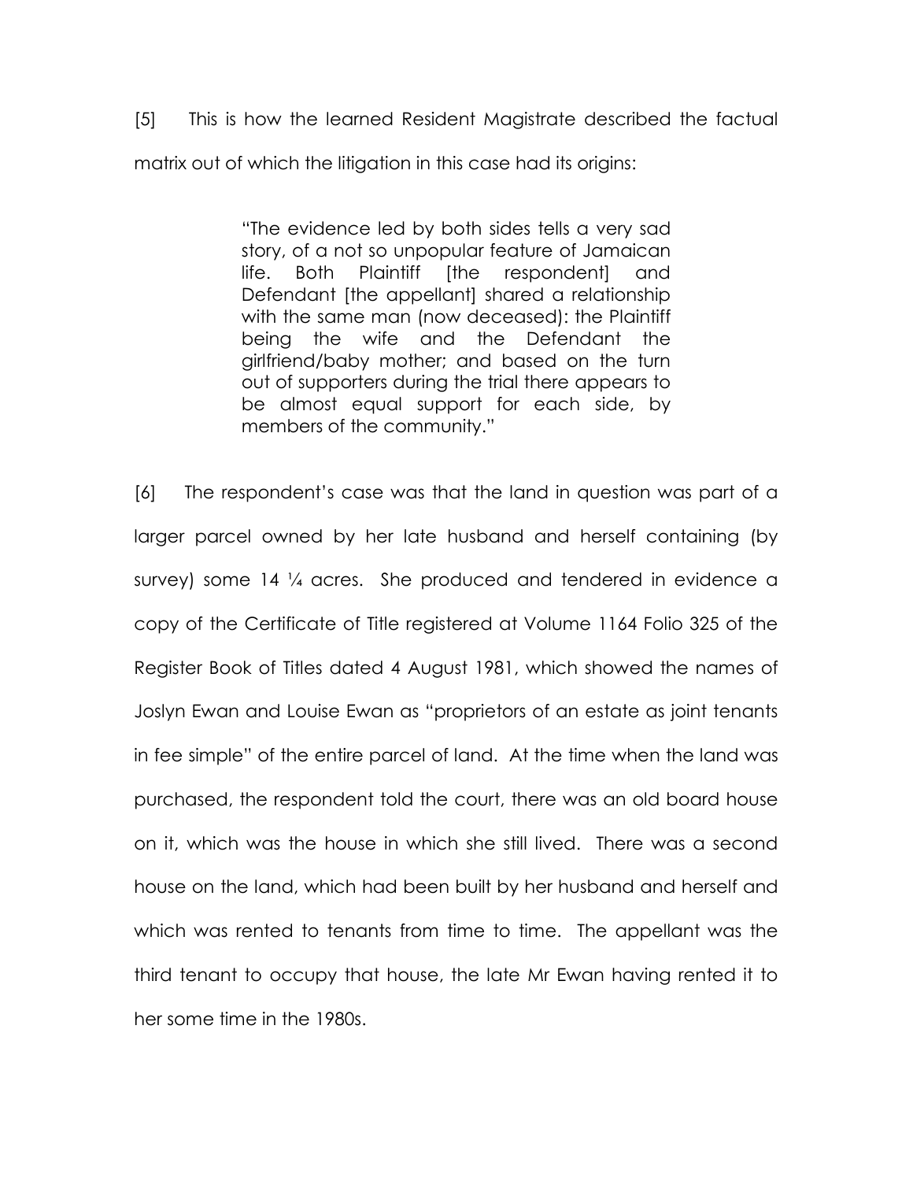[5] This is how the learned Resident Magistrate described the factual matrix out of which the litigation in this case had its origins:

> "The evidence led by both sides tells a very sad story, of a not so unpopular feature of Jamaican life. Both Plaintiff [the respondent] and Defendant [the appellant] shared a relationship with the same man (now deceased): the Plaintiff being the wife and the Defendant the girlfriend/baby mother; and based on the turn out of supporters during the trial there appears to be almost equal support for each side, by members of the community."

[6] The respondent's case was that the land in question was part of a larger parcel owned by her late husband and herself containing (by survey) some 14 ¼ acres. She produced and tendered in evidence a copy of the Certificate of Title registered at Volume 1164 Folio 325 of the Register Book of Titles dated 4 August 1981, which showed the names of Joslyn Ewan and Louise Ewan as "proprietors of an estate as joint tenants in fee simple" of the entire parcel of land. At the time when the land was purchased, the respondent told the court, there was an old board house on it, which was the house in which she still lived. There was a second house on the land, which had been built by her husband and herself and which was rented to tenants from time to time. The appellant was the third tenant to occupy that house, the late Mr Ewan having rented it to her some time in the 1980s.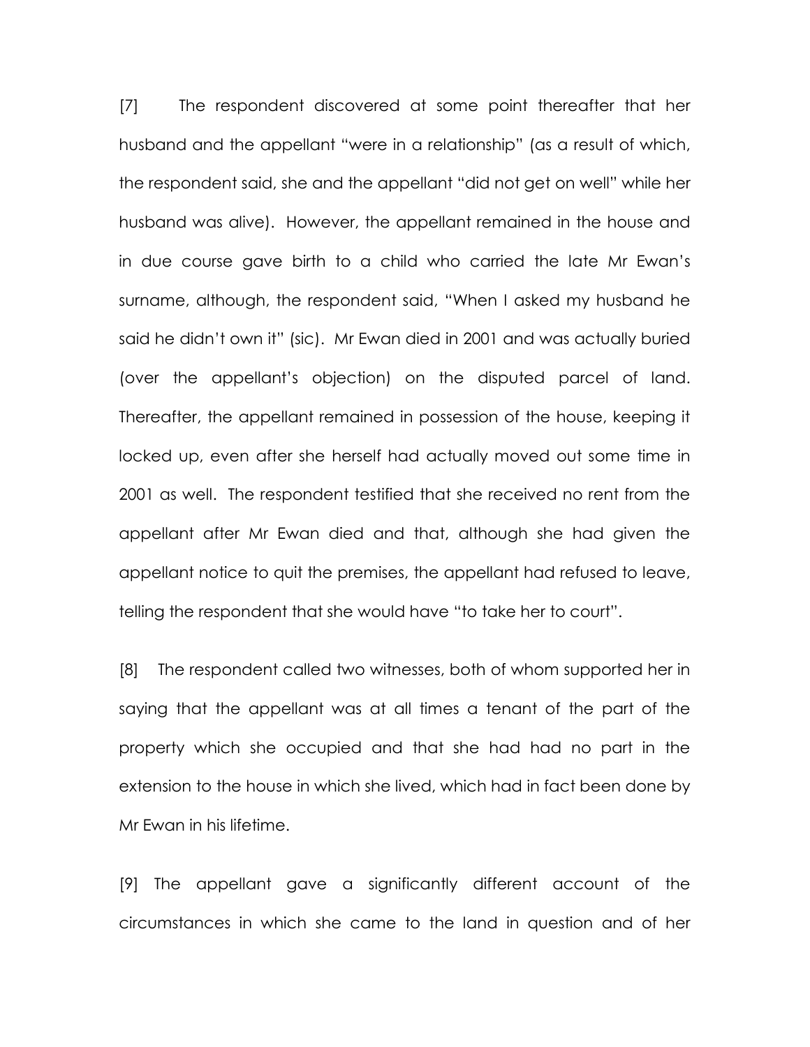[7] The respondent discovered at some point thereafter that her husband and the appellant "were in a relationship" (as a result of which, the respondent said, she and the appellant "did not get on well" while her husband was alive). However, the appellant remained in the house and in due course gave birth to a child who carried the late Mr Ewan's surname, although, the respondent said, "When I asked my husband he said he didn't own it" (sic). Mr Ewan died in 2001 and was actually buried (over the appellant's objection) on the disputed parcel of land. Thereafter, the appellant remained in possession of the house, keeping it locked up, even after she herself had actually moved out some time in 2001 as well. The respondent testified that she received no rent from the appellant after Mr Ewan died and that, although she had given the appellant notice to quit the premises, the appellant had refused to leave, telling the respondent that she would have "to take her to court".

[8] The respondent called two witnesses, both of whom supported her in saying that the appellant was at all times a tenant of the part of the property which she occupied and that she had had no part in the extension to the house in which she lived, which had in fact been done by Mr Ewan in his lifetime.

[9] The appellant gave a significantly different account of the circumstances in which she came to the land in question and of her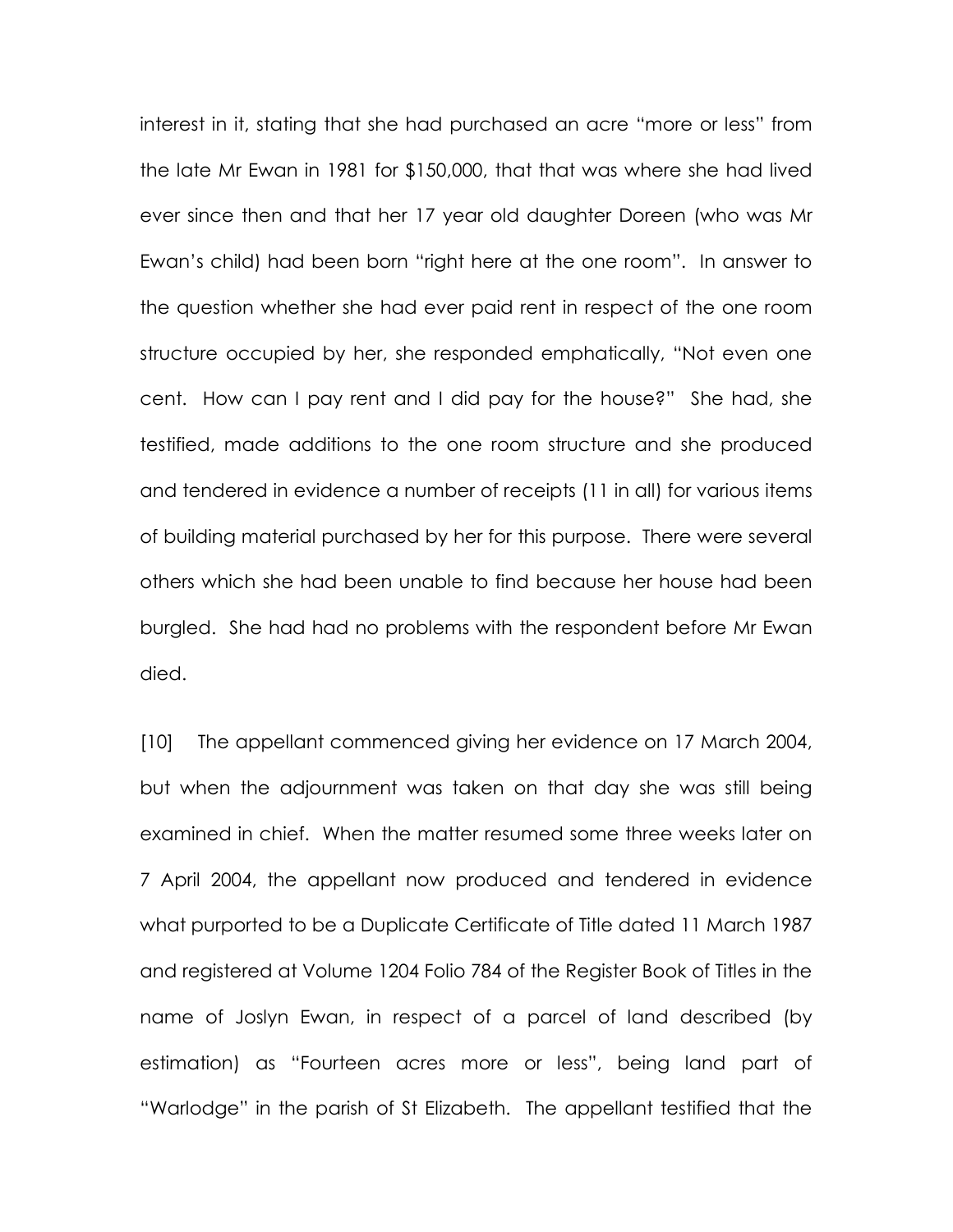interest in it, stating that she had purchased an acre "more or less" from the late Mr Ewan in 1981 for $150,000, that that was where she had lived ever since then and that her 17 year old daughter Doreen (who was Mr Ewan's child) had been born "right here at the one room". In answer to the question whether she had ever paid rent in respect of the one room structure occupied by her, she responded emphatically, "Not even one cent. How can I pay rent and I did pay for the house?" She had, she testified, made additions to the one room structure and she produced and tendered in evidence a number of receipts (11 in all) for various items of building material purchased by her for this purpose. There were several others which she had been unable to find because her house had been burgled. She had had no problems with the respondent before Mr Ewan died.

[10] The appellant commenced giving her evidence on 17 March 2004, but when the adjournment was taken on that day she was still being examined in chief. When the matter resumed some three weeks later on 7 April 2004, the appellant now produced and tendered in evidence what purported to be a Duplicate Certificate of Title dated 11 March 1987 and registered at Volume 1204 Folio 784 of the Register Book of Titles in the name of Joslyn Ewan, in respect of a parcel of land described (by estimation) as "Fourteen acres more or less", being land part of "Warlodge" in the parish of St Elizabeth. The appellant testified that the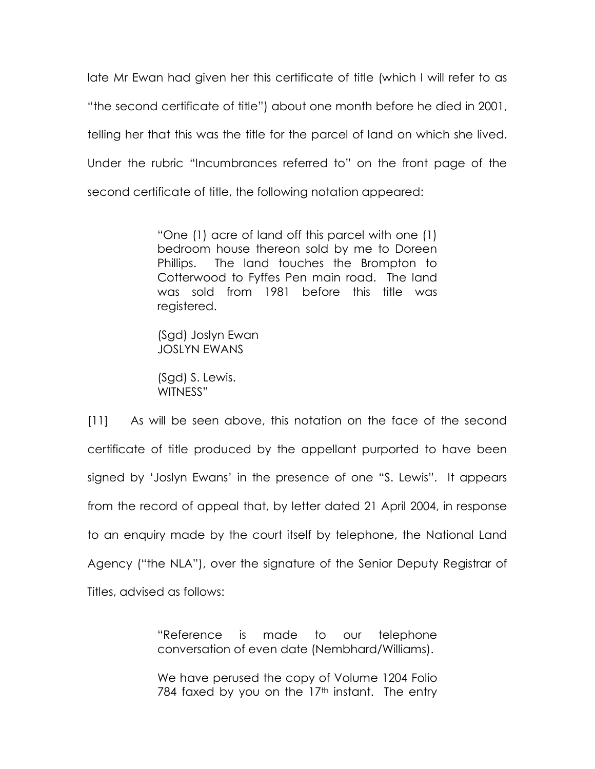late Mr Ewan had given her this certificate of title (which I will refer to as "the second certificate of title") about one month before he died in 2001, telling her that this was the title for the parcel of land on which she lived. Under the rubric "Incumbrances referred to" on the front page of the second certificate of title, the following notation appeared:

> "One (1) acre of land off this parcel with one (1) bedroom house thereon sold by me to Doreen Phillips. The land touches the Brompton to Cotterwood to Fyffes Pen main road. The land was sold from 1981 before this title was registered.
>
> (Sgd) Joslyn Ewan
> JOSLYN EWANS
>
> (Sgd) S. Lewis.
> WITNESS"

[11] As will be seen above, this notation on the face of the second certificate of title produced by the appellant purported to have been signed by 'Joslyn Ewans' in the presence of one "S. Lewis". It appears from the record of appeal that, by letter dated 21 April 2004, in response to an enquiry made by the court itself by telephone, the National Land Agency ("the NLA"), over the signature of the Senior Deputy Registrar of Titles, advised as follows:

> "Reference is made to our telephone conversation of even date (Nembhard/Williams).
>
> We have perused the copy of Volume 1204 Folio 784 faxed by you on the 17th instant. The entry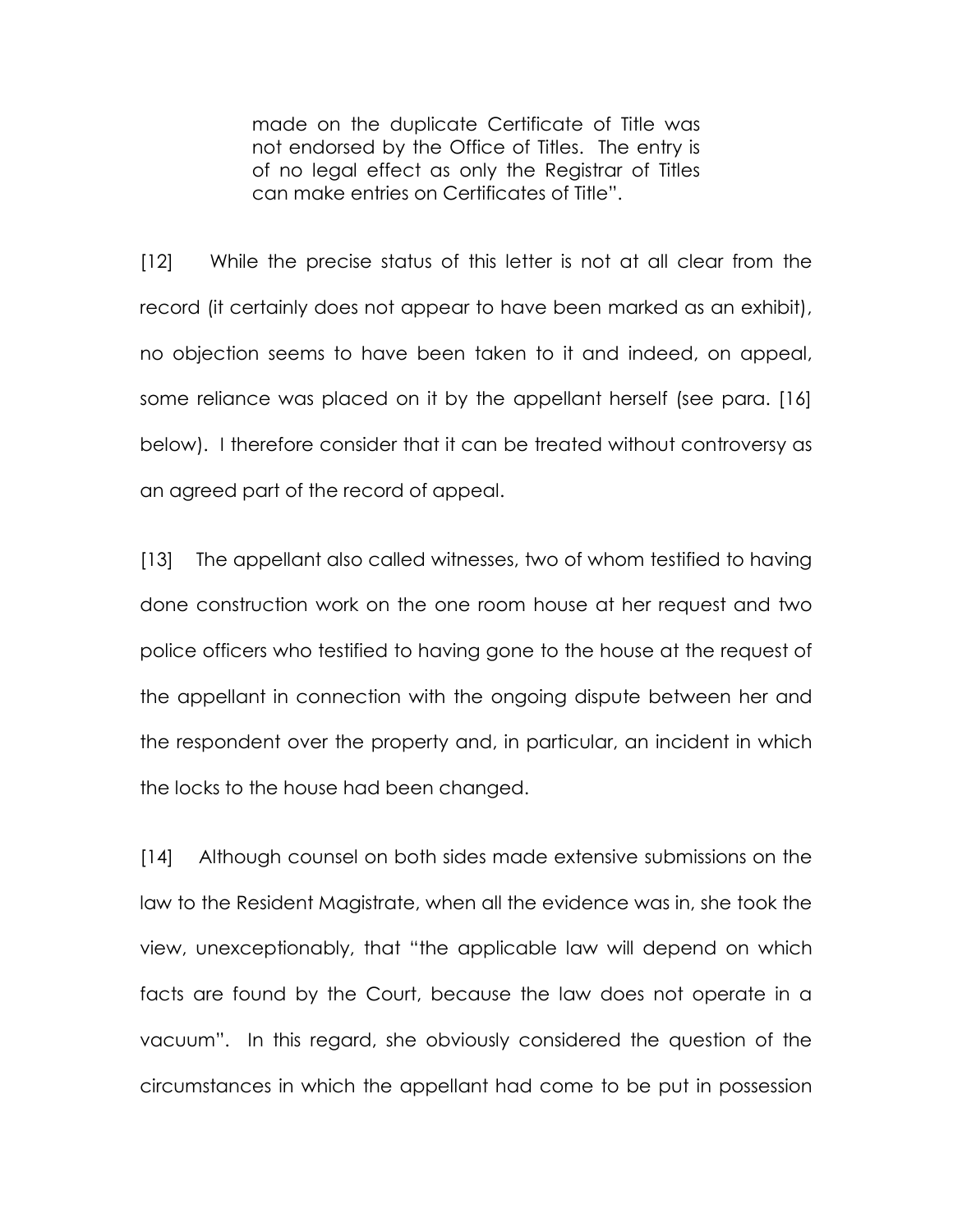> made on the duplicate Certificate of Title was not endorsed by the Office of Titles. The entry is of no legal effect as only the Registrar of Titles can make entries on Certificates of Title".

[12] While the precise status of this letter is not at all clear from the record (it certainly does not appear to have been marked as an exhibit), no objection seems to have been taken to it and indeed, on appeal, some reliance was placed on it by the appellant herself (see para. [16] below). I therefore consider that it can be treated without controversy as an agreed part of the record of appeal.

[13] The appellant also called witnesses, two of whom testified to having done construction work on the one room house at her request and two police officers who testified to having gone to the house at the request of the appellant in connection with the ongoing dispute between her and the respondent over the property and, in particular, an incident in which the locks to the house had been changed.

[14] Although counsel on both sides made extensive submissions on the law to the Resident Magistrate, when all the evidence was in, she took the view, unexceptionably, that "the applicable law will depend on which facts are found by the Court, because the law does not operate in a vacuum". In this regard, she obviously considered the question of the circumstances in which the appellant had come to be put in possession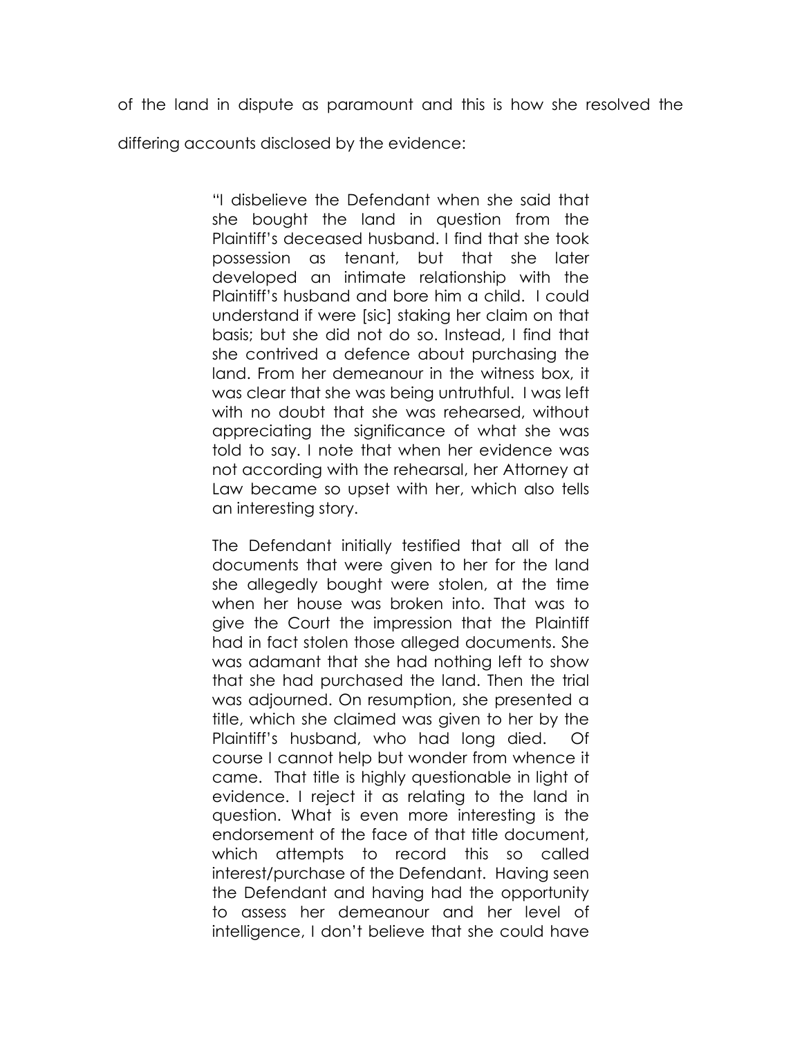of the land in dispute as paramount and this is how she resolved the differing accounts disclosed by the evidence:

> "I disbelieve the Defendant when she said that she bought the land in question from the Plaintiff's deceased husband. I find that she took possession as tenant, but that she later developed an intimate relationship with the Plaintiff's husband and bore him a child. I could understand if were [sic] staking her claim on that basis; but she did not do so. Instead, I find that she contrived a defence about purchasing the land. From her demeanour in the witness box, it was clear that she was being untruthful. I was left with no doubt that she was rehearsed, without appreciating the significance of what she was told to say. I note that when her evidence was not according with the rehearsal, her Attorney at Law became so upset with her, which also tells an interesting story.
>
> The Defendant initially testified that all of the documents that were given to her for the land she allegedly bought were stolen, at the time when her house was broken into. That was to give the Court the impression that the Plaintiff had in fact stolen those alleged documents. She was adamant that she had nothing left to show that she had purchased the land. Then the trial was adjourned. On resumption, she presented a title, which she claimed was given to her by the Plaintiff's husband, who had long died. Of course I cannot help but wonder from whence it came. That title is highly questionable in light of evidence. I reject it as relating to the land in question. What is even more interesting is the endorsement of the face of that title document, which attempts to record this so called interest/purchase of the Defendant. Having seen the Defendant and having had the opportunity to assess her demeanour and her level of intelligence, I don't believe that she could have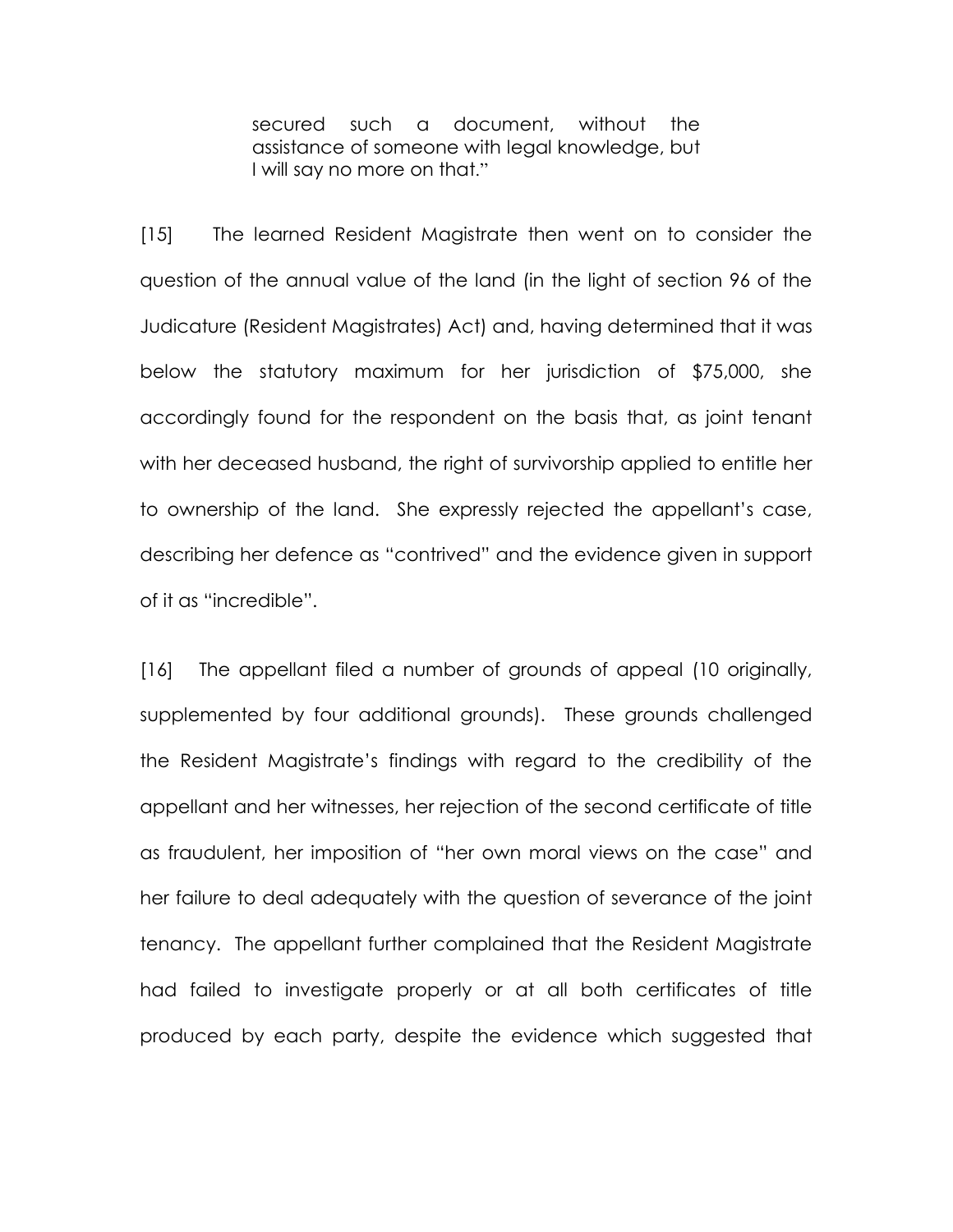> secured such a document, without the assistance of someone with legal knowledge, but I will say no more on that."

[15] The learned Resident Magistrate then went on to consider the question of the annual value of the land (in the light of section 96 of the Judicature (Resident Magistrates) Act) and, having determined that it was below the statutory maximum for her jurisdiction of $75,000, she accordingly found for the respondent on the basis that, as joint tenant with her deceased husband, the right of survivorship applied to entitle her to ownership of the land. She expressly rejected the appellant's case, describing her defence as "contrived" and the evidence given in support of it as "incredible".

[16] The appellant filed a number of grounds of appeal (10 originally, supplemented by four additional grounds). These grounds challenged the Resident Magistrate's findings with regard to the credibility of the appellant and her witnesses, her rejection of the second certificate of title as fraudulent, her imposition of "her own moral views on the case" and her failure to deal adequately with the question of severance of the joint tenancy. The appellant further complained that the Resident Magistrate had failed to investigate properly or at all both certificates of title produced by each party, despite the evidence which suggested that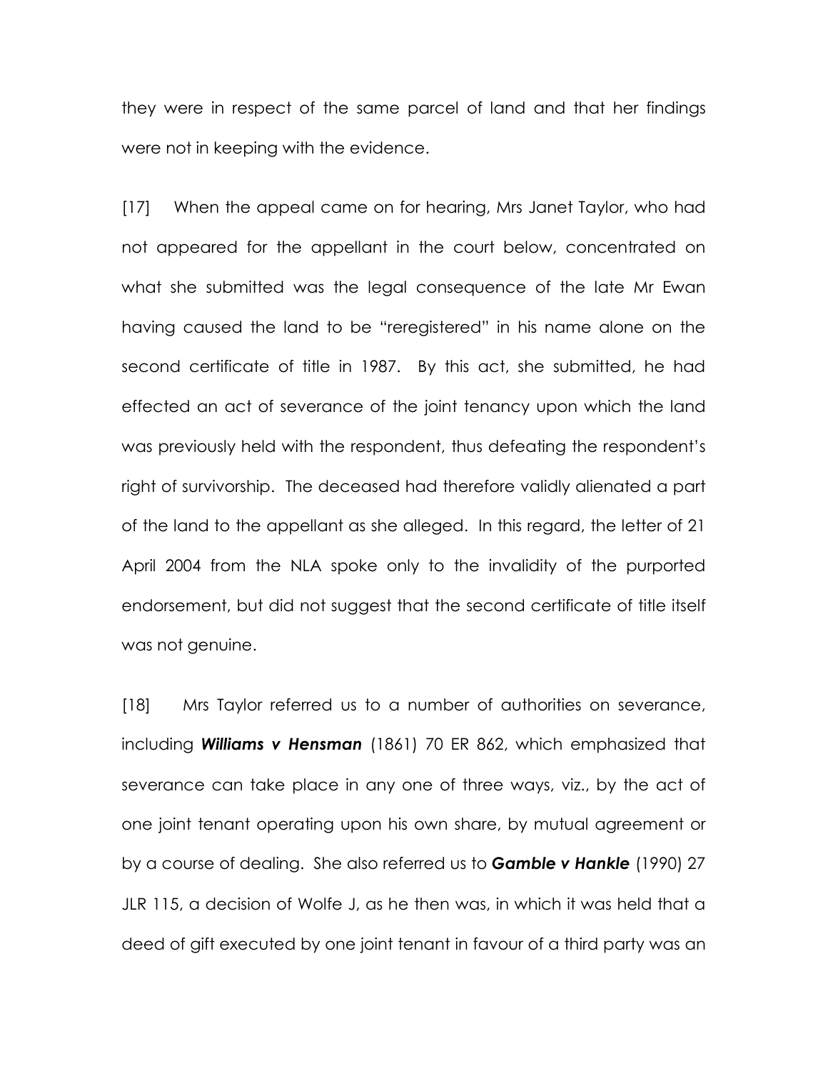they were in respect of the same parcel of land and that her findings were not in keeping with the evidence.

[17] When the appeal came on for hearing, Mrs Janet Taylor, who had not appeared for the appellant in the court below, concentrated on what she submitted was the legal consequence of the late Mr Ewan having caused the land to be "reregistered" in his name alone on the second certificate of title in 1987. By this act, she submitted, he had effected an act of severance of the joint tenancy upon which the land was previously held with the respondent, thus defeating the respondent's right of survivorship. The deceased had therefore validly alienated a part of the land to the appellant as she alleged. In this regard, the letter of 21 April 2004 from the NLA spoke only to the invalidity of the purported endorsement, but did not suggest that the second certificate of title itself was not genuine.

[18] Mrs Taylor referred us to a number of authorities on severance, including ***Williams v Hensman*** (1861) 70 ER 862, which emphasized that severance can take place in any one of three ways, viz., by the act of one joint tenant operating upon his own share, by mutual agreement or by a course of dealing. She also referred us to ***Gamble v Hankle*** (1990) 27 JLR 115, a decision of Wolfe J, as he then was, in which it was held that a deed of gift executed by one joint tenant in favour of a third party was an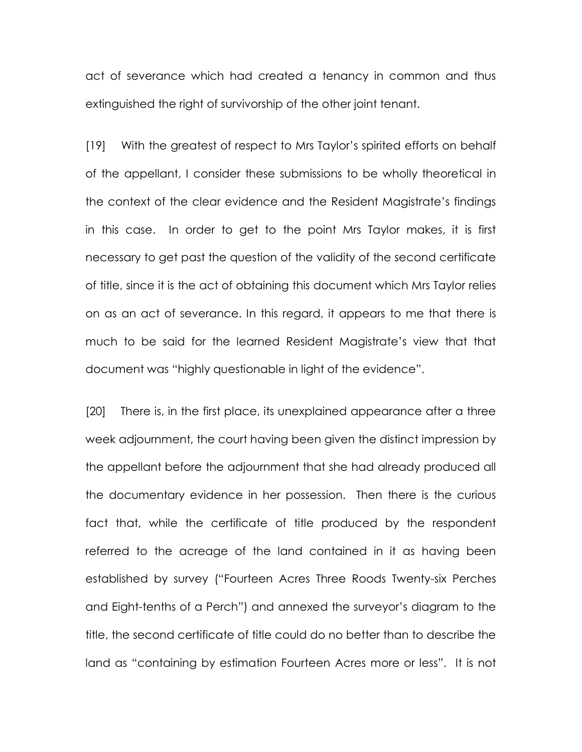act of severance which had created a tenancy in common and thus extinguished the right of survivorship of the other joint tenant.

[19] With the greatest of respect to Mrs Taylor's spirited efforts on behalf of the appellant, I consider these submissions to be wholly theoretical in the context of the clear evidence and the Resident Magistrate's findings in this case. In order to get to the point Mrs Taylor makes, it is first necessary to get past the question of the validity of the second certificate of title, since it is the act of obtaining this document which Mrs Taylor relies on as an act of severance. In this regard, it appears to me that there is much to be said for the learned Resident Magistrate's view that that document was "highly questionable in light of the evidence".

[20] There is, in the first place, its unexplained appearance after a three week adjournment, the court having been given the distinct impression by the appellant before the adjournment that she had already produced all the documentary evidence in her possession. Then there is the curious fact that, while the certificate of title produced by the respondent referred to the acreage of the land contained in it as having been established by survey ("Fourteen Acres Three Roods Twenty-six Perches and Eight-tenths of a Perch") and annexed the surveyor's diagram to the title, the second certificate of title could do no better than to describe the land as "containing by estimation Fourteen Acres more or less". It is not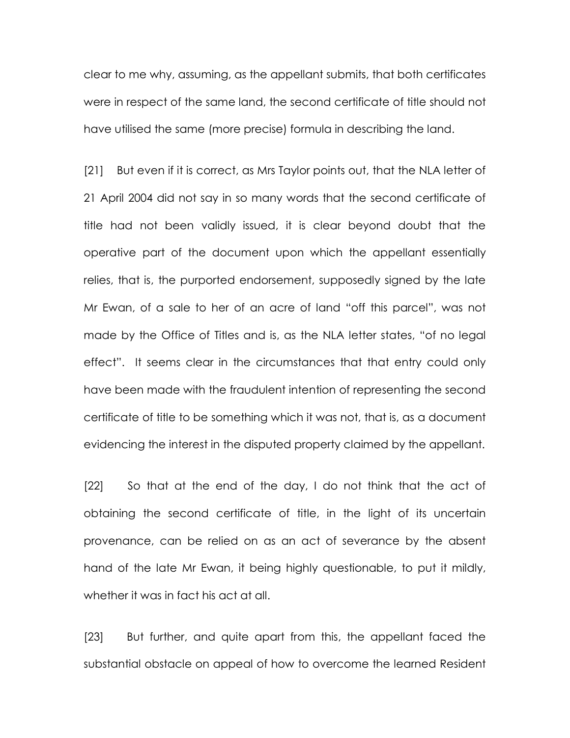clear to me why, assuming, as the appellant submits, that both certificates were in respect of the same land, the second certificate of title should not have utilised the same (more precise) formula in describing the land.

[21] But even if it is correct, as Mrs Taylor points out, that the NLA letter of 21 April 2004 did not say in so many words that the second certificate of title had not been validly issued, it is clear beyond doubt that the operative part of the document upon which the appellant essentially relies, that is, the purported endorsement, supposedly signed by the late Mr Ewan, of a sale to her of an acre of land "off this parcel", was not made by the Office of Titles and is, as the NLA letter states, "of no legal effect". It seems clear in the circumstances that that entry could only have been made with the fraudulent intention of representing the second certificate of title to be something which it was not, that is, as a document evidencing the interest in the disputed property claimed by the appellant.

[22] So that at the end of the day, I do not think that the act of obtaining the second certificate of title, in the light of its uncertain provenance, can be relied on as an act of severance by the absent hand of the late Mr Ewan, it being highly questionable, to put it mildly, whether it was in fact his act at all.

[23] But further, and quite apart from this, the appellant faced the substantial obstacle on appeal of how to overcome the learned Resident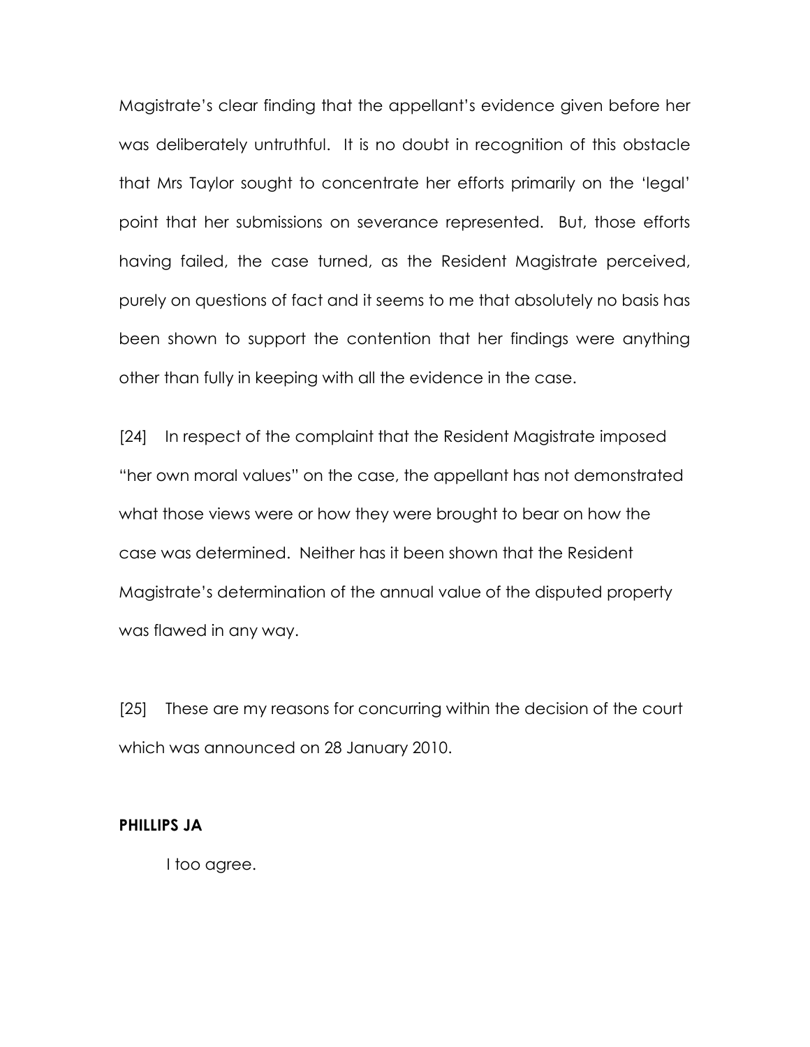Magistrate's clear finding that the appellant's evidence given before her was deliberately untruthful. It is no doubt in recognition of this obstacle that Mrs Taylor sought to concentrate her efforts primarily on the 'legal' point that her submissions on severance represented. But, those efforts having failed, the case turned, as the Resident Magistrate perceived, purely on questions of fact and it seems to me that absolutely no basis has been shown to support the contention that her findings were anything other than fully in keeping with all the evidence in the case.

[24] In respect of the complaint that the Resident Magistrate imposed "her own moral values" on the case, the appellant has not demonstrated what those views were or how they were brought to bear on how the case was determined. Neither has it been shown that the Resident Magistrate's determination of the annual value of the disputed property was flawed in any way.

[25] These are my reasons for concurring within the decision of the court which was announced on 28 January 2010.

**PHILLIPS JA**

I too agree.